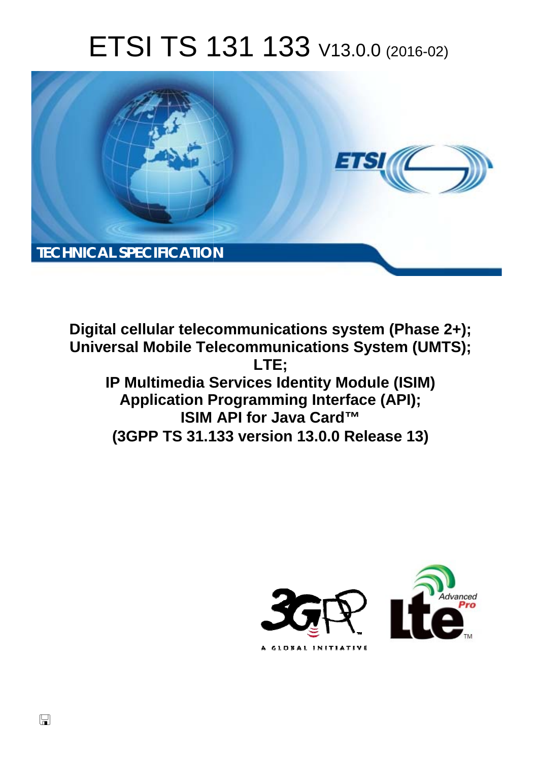# ETSI TS 131 133 V13.0.0 (2016-02)

**TECHNICAL SPECIFICATION**

**Digital cellular telecommunications system (Phase 2+); Universal Mobile Telecommunications System (UMTS); LTE; IP Multimedia Services Identity Module (ISIM) Application Programming Interface (API); ISIM API for Java Card™ (3GPP TS 31.133 version 13.0.0 Release 13)**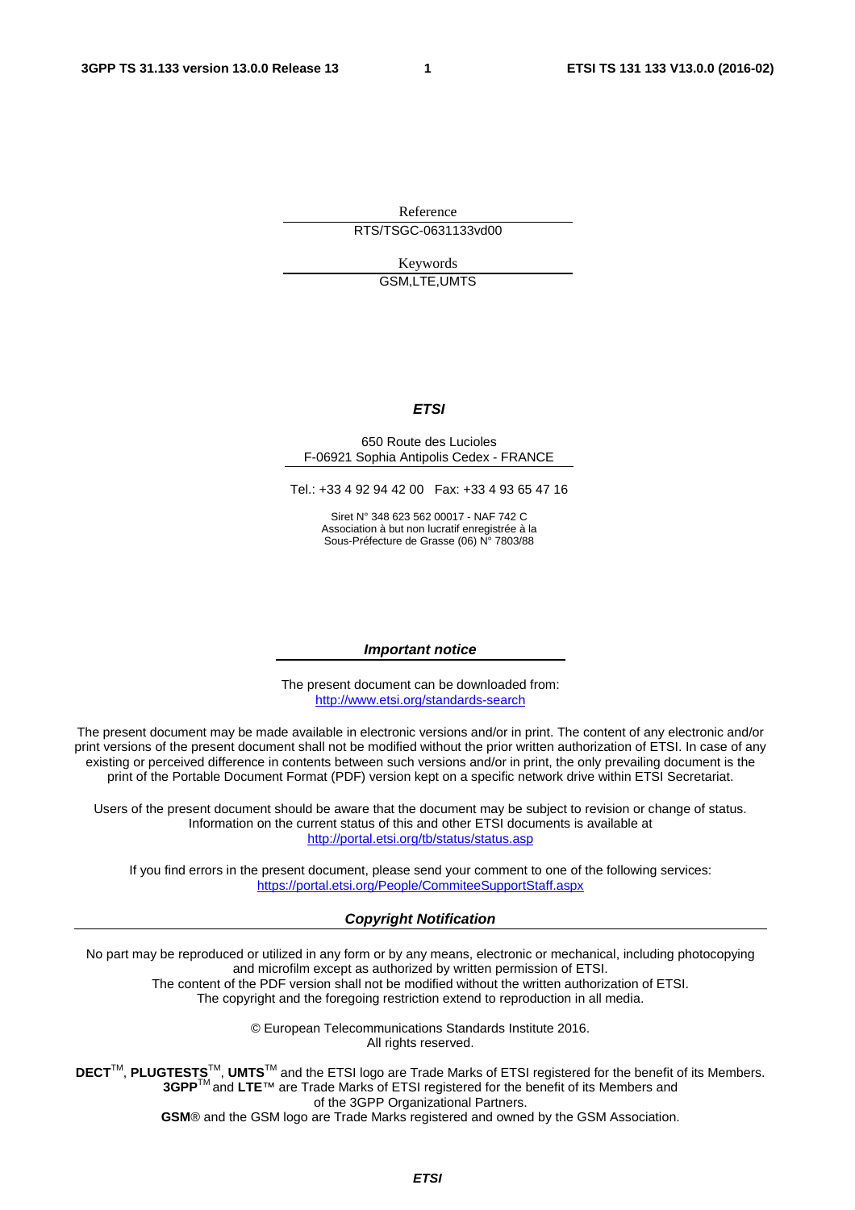Reference

RTS/TSGC-0631133vd00

Keywords

GSM,LTE,UMTS

***ETSI***

650 Route des Lucioles
F-06921 Sophia Antipolis Cedex - FRANCE

Tel.: +33 4 92 94 42 00 Fax: +33 4 93 65 47 16

Siret N° 348 623 562 00017 - NAF 742 C
Association à but non lucratif enregistrée à la
Sous-Préfecture de Grasse (06) N° 7803/88

***Important notice***

The present document can be downloaded from:
http://www.etsi.org/standards-search

The present document may be made available in electronic versions and/or in print. The content of any electronic and/or print versions of the present document shall not be modified without the prior written authorization of ETSI. In case of any existing or perceived difference in contents between such versions and/or in print, the only prevailing document is the print of the Portable Document Format (PDF) version kept on a specific network drive within ETSI Secretariat.

Users of the present document should be aware that the document may be subject to revision or change of status. Information on the current status of this and other ETSI documents is available at
http://portal.etsi.org/tb/status/status.asp

If you find errors in the present document, please send your comment to one of the following services:
https://portal.etsi.org/People/CommiteeSupportStaff.aspx

***Copyright Notification***

No part may be reproduced or utilized in any form or by any means, electronic or mechanical, including photocopying and microfilm except as authorized by written permission of ETSI.
The content of the PDF version shall not be modified without the written authorization of ETSI.
The copyright and the foregoing restriction extend to reproduction in all media.

© European Telecommunications Standards Institute 2016.
All rights reserved.

**DECT**™, **PLUGTESTS**™, **UMTS**™ and the ETSI logo are Trade Marks of ETSI registered for the benefit of its Members.
**3GPP**™ and **LTE**™ are Trade Marks of ETSI registered for the benefit of its Members and of the 3GPP Organizational Partners.
**GSM**® and the GSM logo are Trade Marks registered and owned by the GSM Association.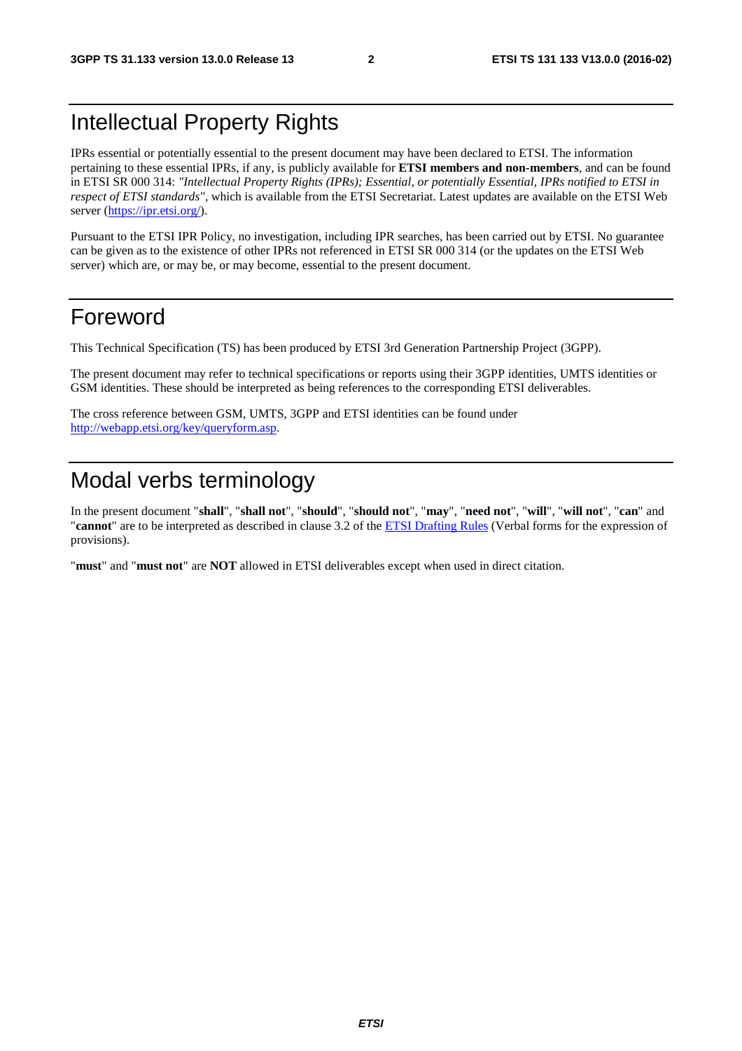# Intellectual Property Rights

IPRs essential or potentially essential to the present document may have been declared to ETSI. The information pertaining to these essential IPRs, if any, is publicly available for **ETSI members and non-members**, and can be found in ETSI SR 000 314: *"Intellectual Property Rights (IPRs); Essential, or potentially Essential, IPRs notified to ETSI in respect of ETSI standards"*, which is available from the ETSI Secretariat. Latest updates are available on the ETSI Web server (https://ipr.etsi.org/).

Pursuant to the ETSI IPR Policy, no investigation, including IPR searches, has been carried out by ETSI. No guarantee can be given as to the existence of other IPRs not referenced in ETSI SR 000 314 (or the updates on the ETSI Web server) which are, or may be, or may become, essential to the present document.

# Foreword

This Technical Specification (TS) has been produced by ETSI 3rd Generation Partnership Project (3GPP).

The present document may refer to technical specifications or reports using their 3GPP identities, UMTS identities or GSM identities. These should be interpreted as being references to the corresponding ETSI deliverables.

The cross reference between GSM, UMTS, 3GPP and ETSI identities can be found under http://webapp.etsi.org/key/queryform.asp.

# Modal verbs terminology

In the present document "**shall**", "**shall not**", "**should**", "**should not**", "**may**", "**need not**", "**will**", "**will not**", "**can**" and "**cannot**" are to be interpreted as described in clause 3.2 of the ETSI Drafting Rules (Verbal forms for the expression of provisions).

"**must**" and "**must not**" are **NOT** allowed in ETSI deliverables except when used in direct citation.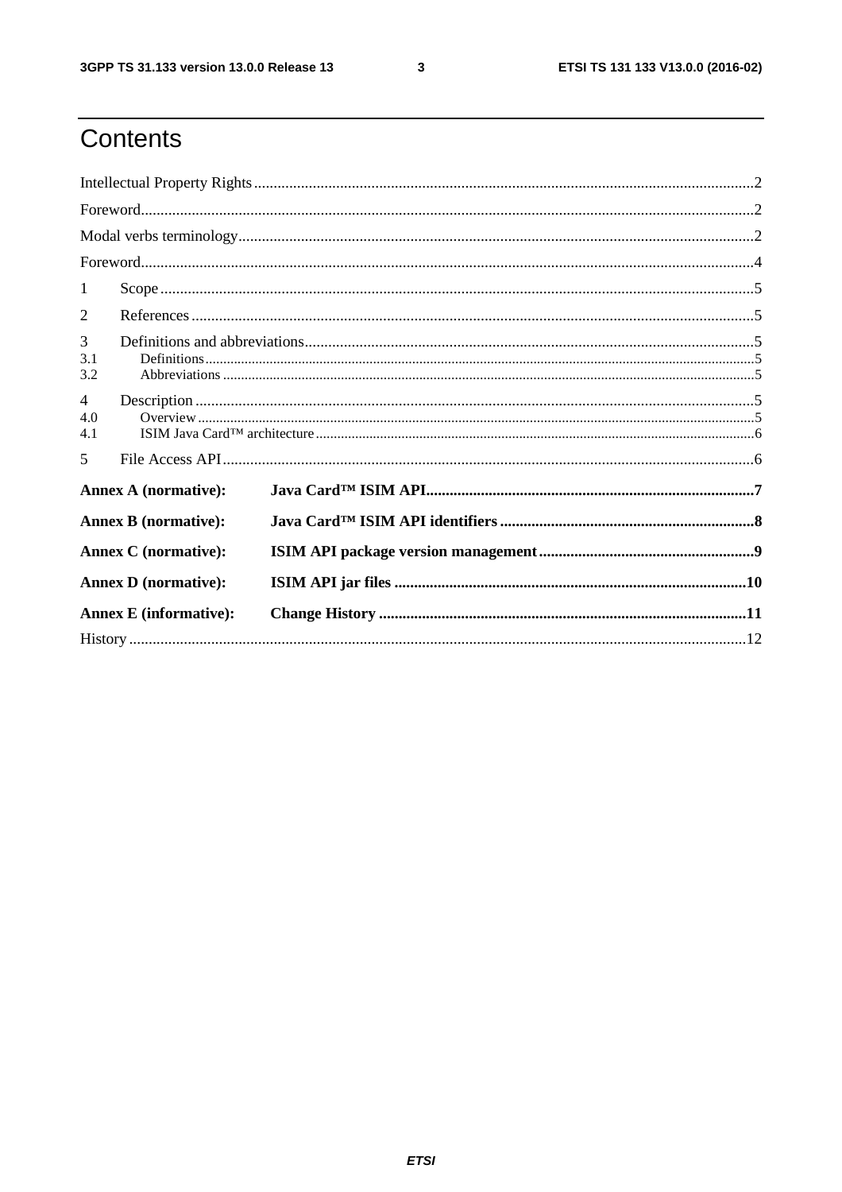# Contents

Intellectual Property Rights ........................................................................................................................ 2

Foreword...................................................................................................................................................... 2

Modal verbs terminology.............................................................................................................................. 2

Foreword...................................................................................................................................................... 4

1 Scope ........................................................................................................................................................ 5

2 References ................................................................................................................................................. 5

3 Definitions and abbreviations.................................................................................................................... 5

3.1 Definitions............................................................................................................................................. 5

3.2 Abbreviations ........................................................................................................................................ 5

4 Description ................................................................................................................................................ 5

4.0 Overview ............................................................................................................................................... 5

4.1 ISIM Java Card™ architecture .............................................................................................................. 6

5 File Access API......................................................................................................................................... 6

**Annex A (normative): Java Card™ ISIM API.................................................................................... 7**

**Annex B (normative): Java Card™ ISIM API identifiers ................................................................... 8**

**Annex C (normative): ISIM API package version management........................................................ 9**

**Annex D (normative): ISIM API jar files ........................................................................................... 10**

**Annex E (informative): Change History .............................................................................................. 11**

History ........................................................................................................................................................ 12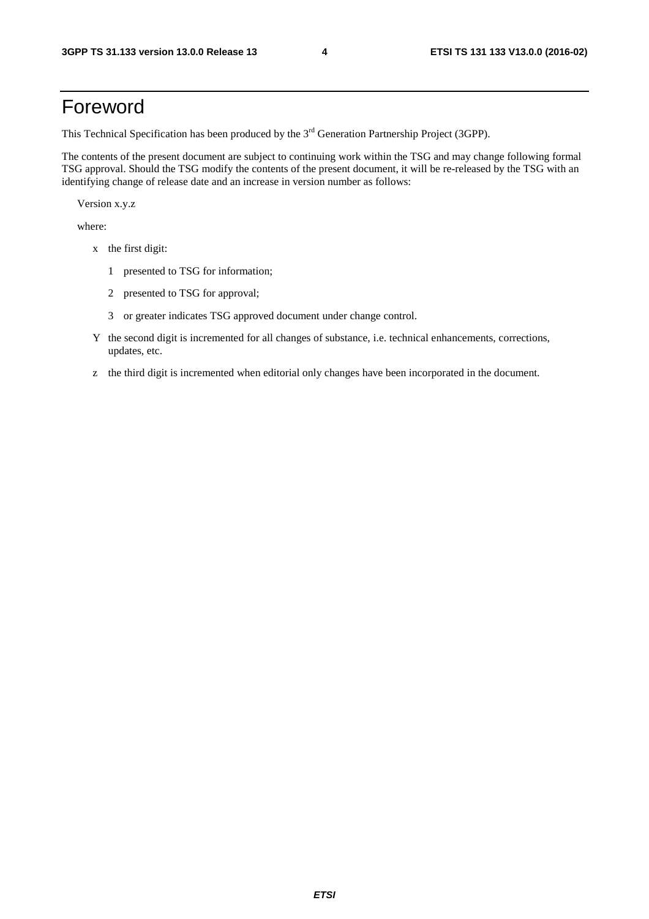# Foreword

This Technical Specification has been produced by the 3rd Generation Partnership Project (3GPP).

The contents of the present document are subject to continuing work within the TSG and may change following formal TSG approval. Should the TSG modify the contents of the present document, it will be re-released by the TSG with an identifying change of release date and an increase in version number as follows:

Version x.y.z

where:

- x the first digit:
  - 1 presented to TSG for information;
  - 2 presented to TSG for approval;
  - 3 or greater indicates TSG approved document under change control.
- Y the second digit is incremented for all changes of substance, i.e. technical enhancements, corrections, updates, etc.
- z the third digit is incremented when editorial only changes have been incorporated in the document.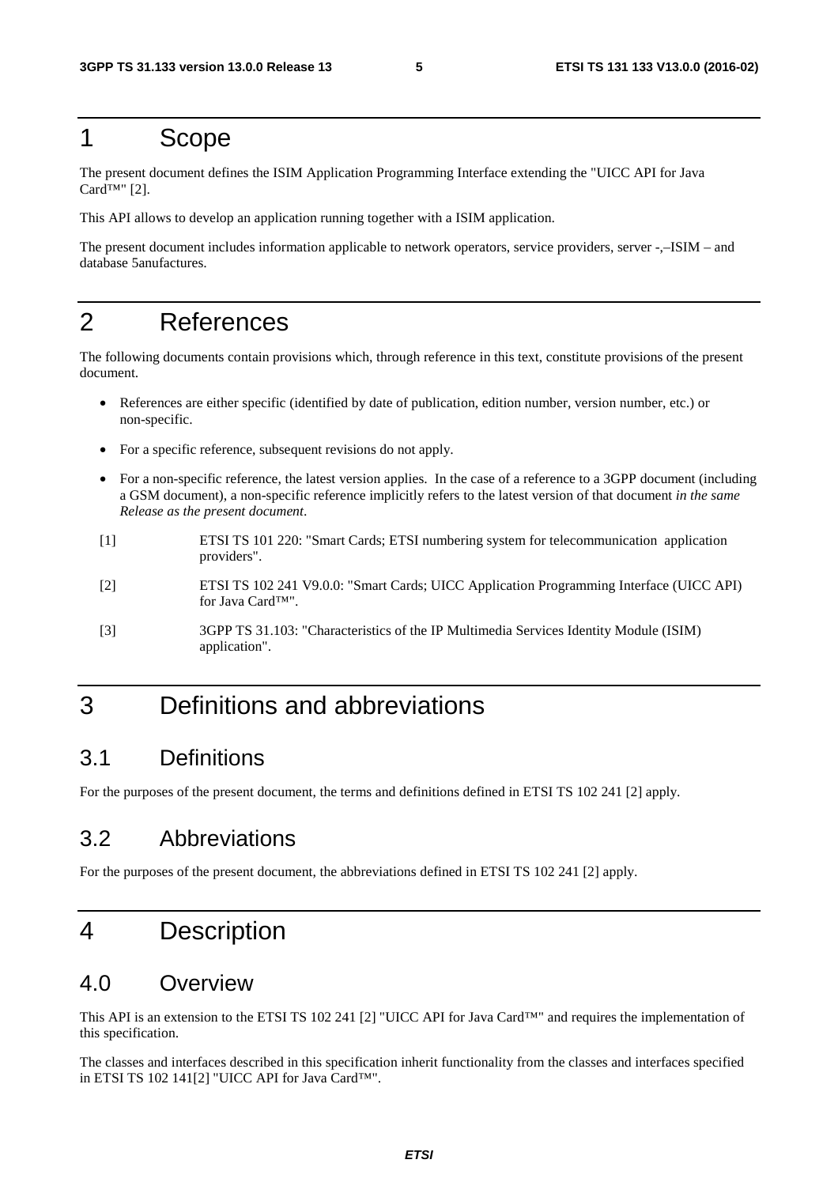# 1 Scope

The present document defines the ISIM Application Programming Interface extending the "UICC API for Java Card™" [2].

This API allows to develop an application running together with a ISIM application.

The present document includes information applicable to network operators, service providers, server -,–ISIM – and database 5anufactures.

# 2 References

The following documents contain provisions which, through reference in this text, constitute provisions of the present document.

- References are either specific (identified by date of publication, edition number, version number, etc.) or non-specific.
- For a specific reference, subsequent revisions do not apply.
- For a non-specific reference, the latest version applies. In the case of a reference to a 3GPP document (including a GSM document), a non-specific reference implicitly refers to the latest version of that document *in the same Release as the present document*.

[1] ETSI TS 101 220: "Smart Cards; ETSI numbering system for telecommunication application providers".

[2] ETSI TS 102 241 V9.0.0: "Smart Cards; UICC Application Programming Interface (UICC API) for Java Card™".

[3] 3GPP TS 31.103: "Characteristics of the IP Multimedia Services Identity Module (ISIM) application".

# 3 Definitions and abbreviations

## 3.1 Definitions

For the purposes of the present document, the terms and definitions defined in ETSI TS 102 241 [2] apply.

## 3.2 Abbreviations

For the purposes of the present document, the abbreviations defined in ETSI TS 102 241 [2] apply.

# 4 Description

## 4.0 Overview

This API is an extension to the ETSI TS 102 241 [2] "UICC API for Java Card™" and requires the implementation of this specification.

The classes and interfaces described in this specification inherit functionality from the classes and interfaces specified in ETSI TS 102 141[2] "UICC API for Java Card™".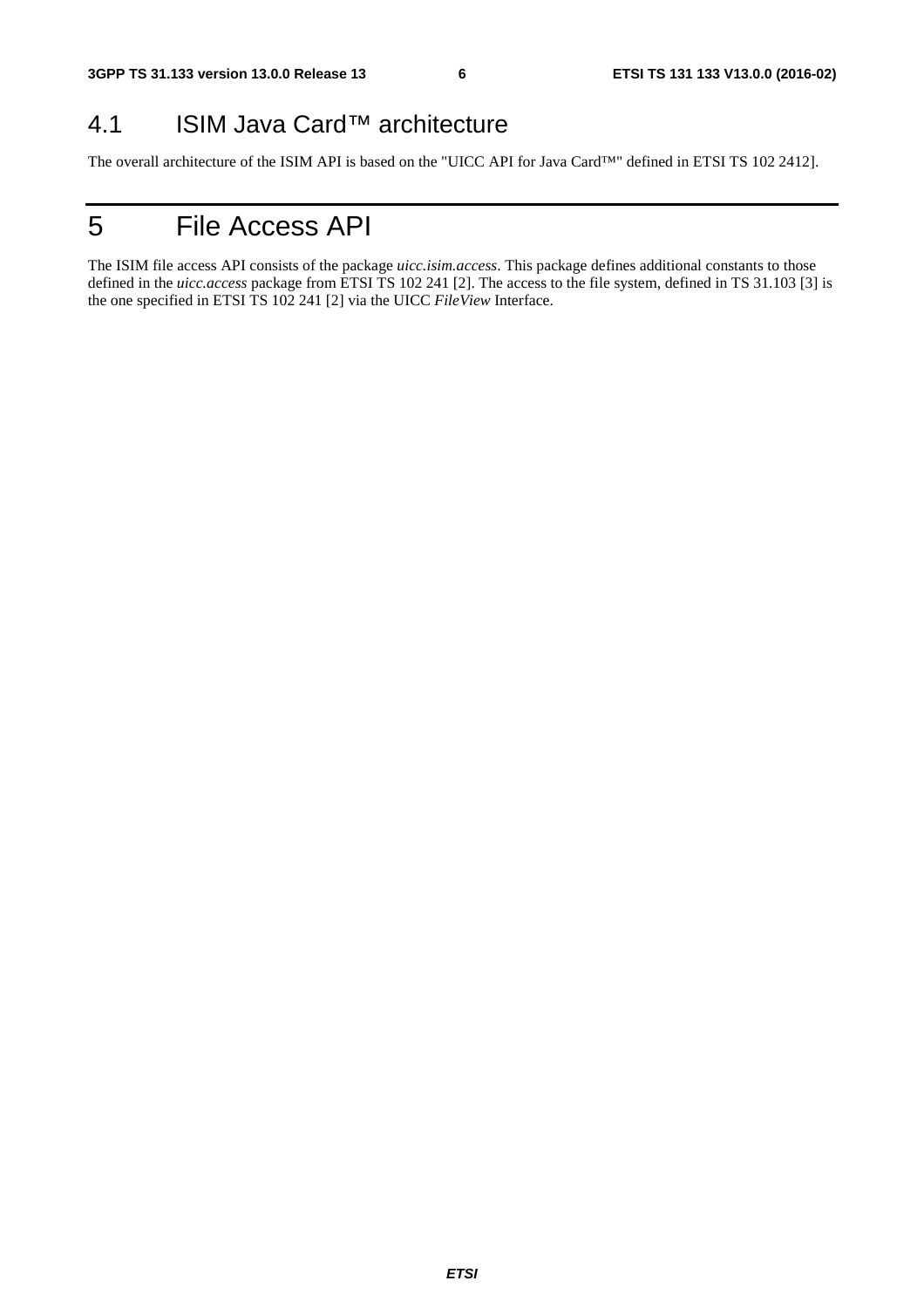## 4.1 ISIM Java Card™ architecture

The overall architecture of the ISIM API is based on the "UICC API for Java Card™" defined in ETSI TS 102 2412].

# 5 File Access API

The ISIM file access API consists of the package *uicc.isim.access*. This package defines additional constants to those defined in the *uicc.access* package from ETSI TS 102 241 [2]. The access to the file system, defined in TS 31.103 [3] is the one specified in ETSI TS 102 241 [2] via the UICC *FileView* Interface.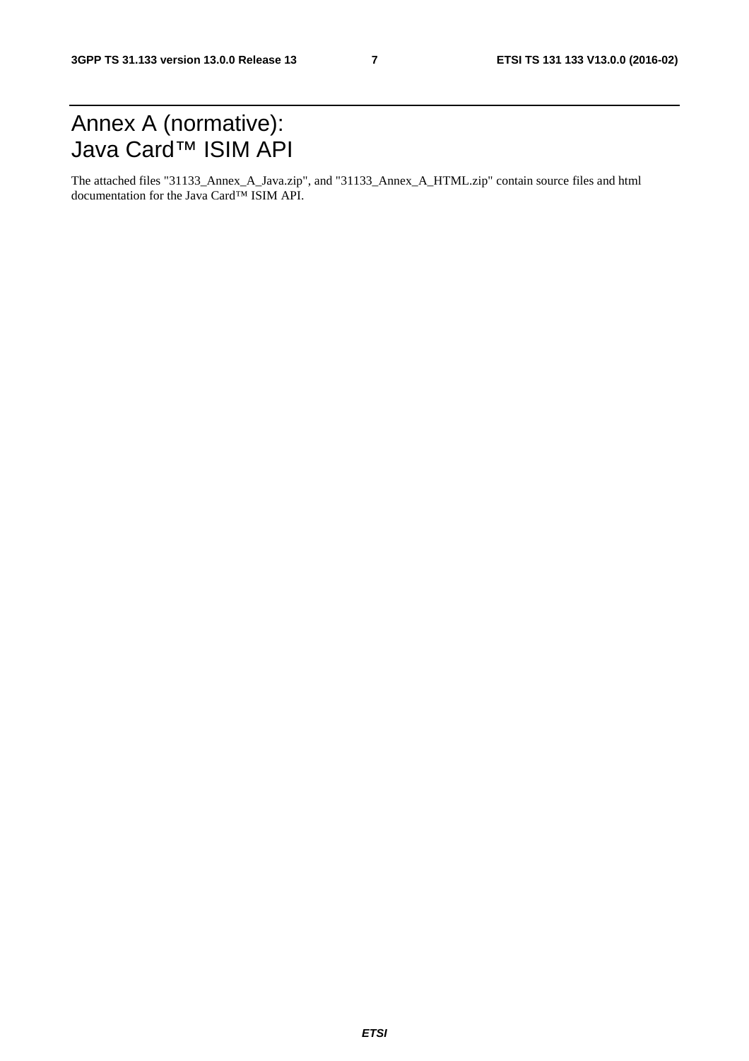# Annex A (normative): Java Card™ ISIM API

The attached files "31133_Annex_A_Java.zip", and "31133_Annex_A_HTML.zip" contain source files and html documentation for the Java Card™ ISIM API.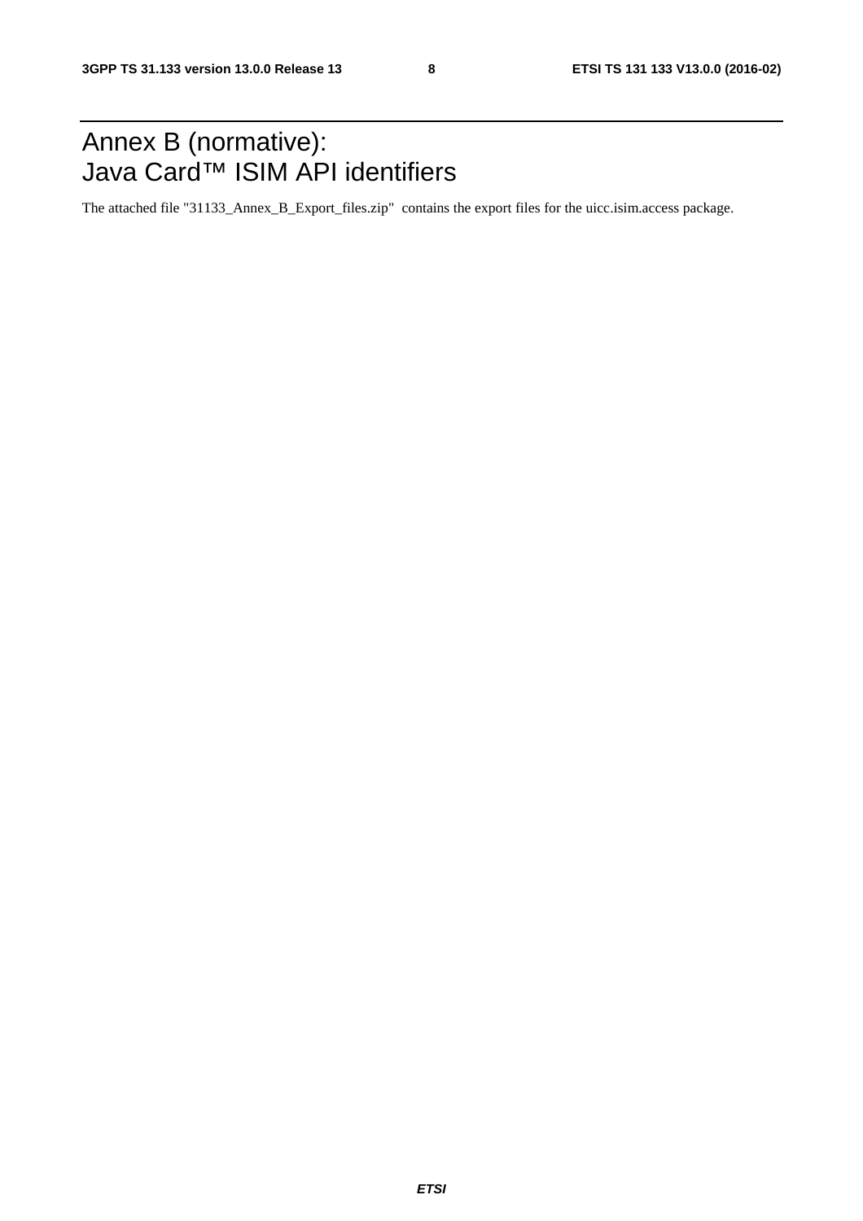# Annex B (normative): Java Card™ ISIM API identifiers

The attached file "31133_Annex_B_Export_files.zip" contains the export files for the uicc.isim.access package.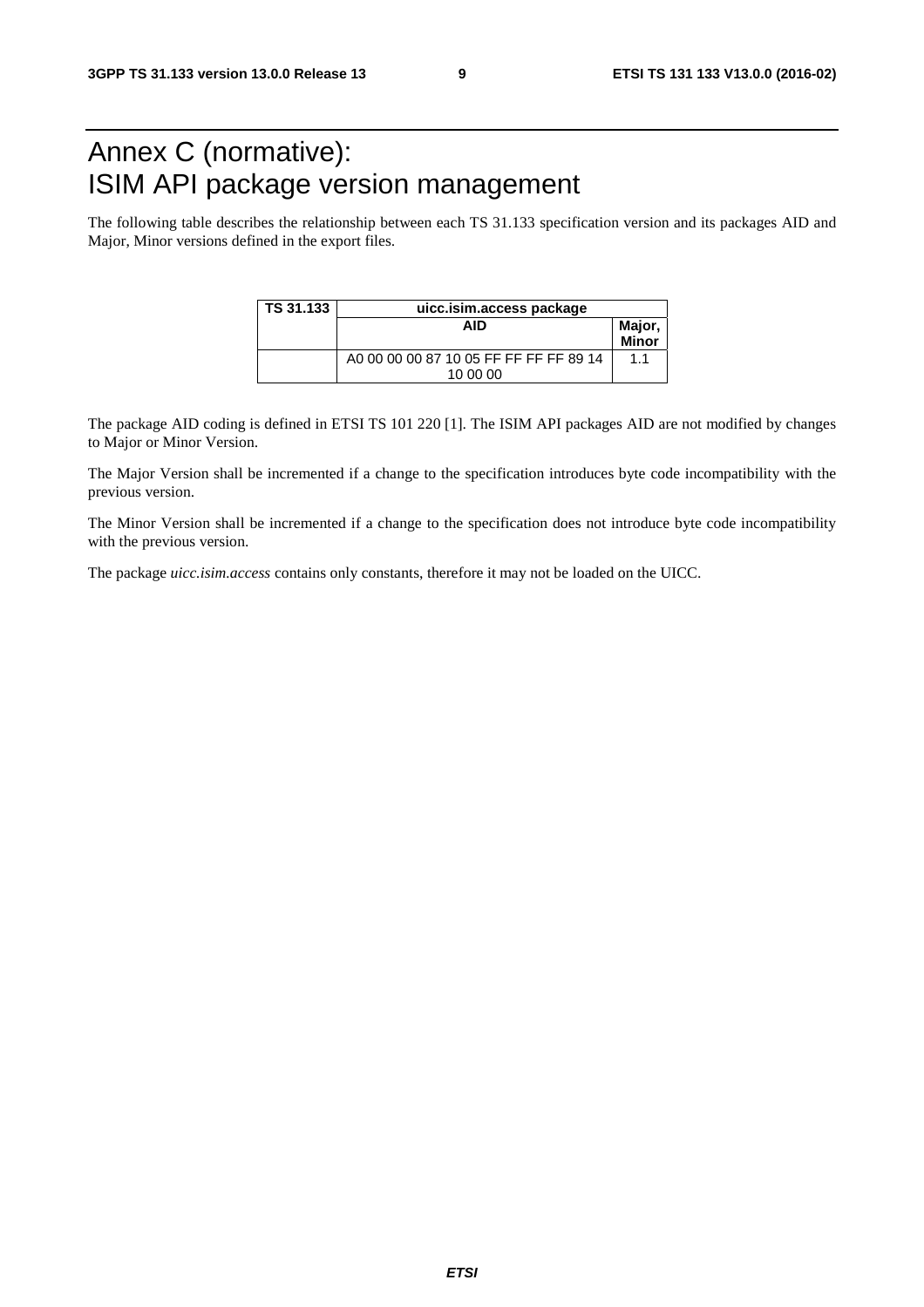# Annex C (normative): ISIM API package version management

The following table describes the relationship between each TS 31.133 specification version and its packages AID and Major, Minor versions defined in the export files.

| TS 31.133 | uicc.isim.access package | |
|---|---|---|
| | AID | Major, Minor |
| | A0 00 00 00 87 10 05 FF FF FF FF 89 14 10 00 00 | 1.1 |

The package AID coding is defined in ETSI TS 101 220 [1]. The ISIM API packages AID are not modified by changes to Major or Minor Version.

The Major Version shall be incremented if a change to the specification introduces byte code incompatibility with the previous version.

The Minor Version shall be incremented if a change to the specification does not introduce byte code incompatibility with the previous version.

The package *uicc.isim.access* contains only constants, therefore it may not be loaded on the UICC.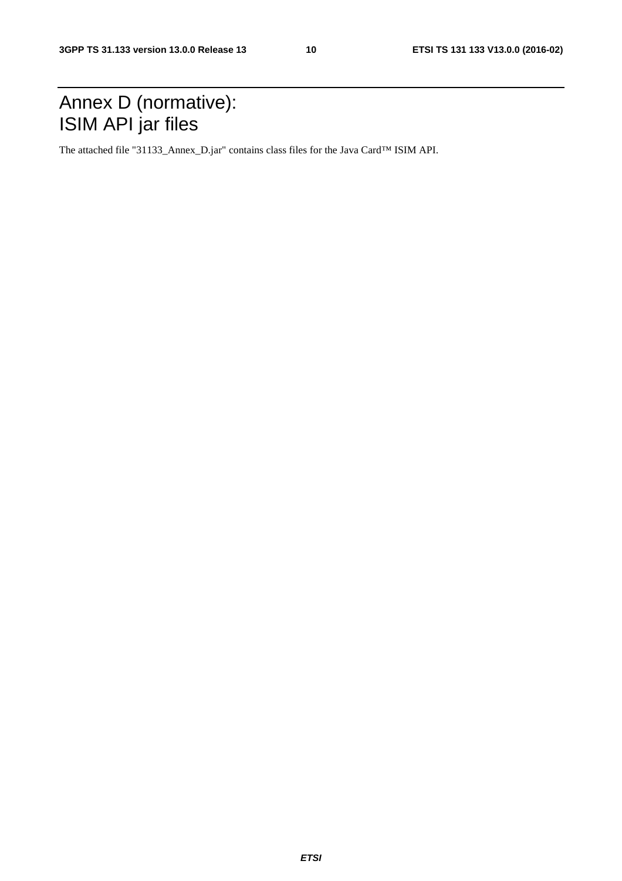# Annex D (normative): ISIM API jar files

The attached file "31133_Annex_D.jar" contains class files for the Java Card™ ISIM API.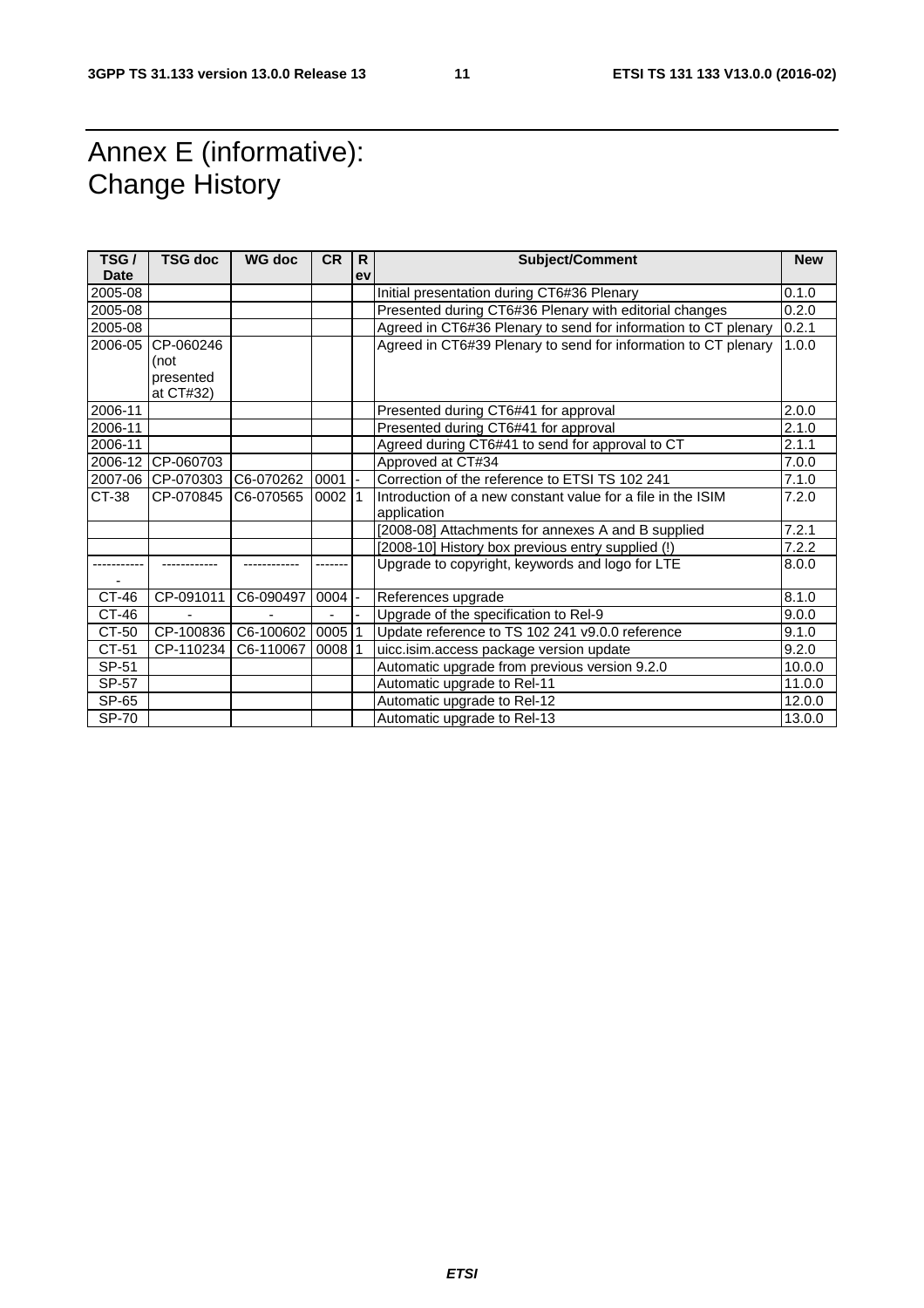# Annex E (informative): Change History

| TSG / Date | TSG doc | WG doc | CR | Rev | Subject/Comment | New |
|---|---|---|---|---|---|---|
| 2005-08 | | | | | Initial presentation during CT6#36 Plenary | 0.1.0 |
| 2005-08 | | | | | Presented during CT6#36 Plenary with editorial changes | 0.2.0 |
| 2005-08 | | | | | Agreed in CT6#36 Plenary to send for information to CT plenary | 0.2.1 |
| 2006-05 | CP-060246 (not presented at CT#32) | | | | Agreed in CT6#39 Plenary to send for information to CT plenary | 1.0.0 |
| 2006-11 | | | | | Presented during CT6#41 for approval | 2.0.0 |
| 2006-11 | | | | | Presented during CT6#41 for approval | 2.1.0 |
| 2006-11 | | | | | Agreed during CT6#41 to send for approval to CT | 2.1.1 |
| 2006-12 | CP-060703 | | | | Approved at CT#34 | 7.0.0 |
| 2007-06 | CP-070303 | C6-070262 | 0001 | - | Correction of the reference to ETSI TS 102 241 | 7.1.0 |
| CT-38 | CP-070845 | C6-070565 | 0002 | 1 | Introduction of a new constant value for a file in the ISIM application | 7.2.0 |
| | | | | | [2008-08] Attachments for annexes A and B supplied | 7.2.1 |
| | | | | | [2008-10] History box previous entry supplied (!) | 7.2.2 |
| ------------ | ------------ | ------------ | ------- | | Upgrade to copyright, keywords and logo for LTE | 8.0.0 |
| CT-46 | CP-091011 | C6-090497 | 0004 | - | References upgrade | 8.1.0 |
| CT-46 | - | - | - | - | Upgrade of the specification to Rel-9 | 9.0.0 |
| CT-50 | CP-100836 | C6-100602 | 0005 | 1 | Update reference to TS 102 241 v9.0.0 reference | 9.1.0 |
| CT-51 | CP-110234 | C6-110067 | 0008 | 1 | uicc.isim.access package version update | 9.2.0 |
| SP-51 | | | | | Automatic upgrade from previous version 9.2.0 | 10.0.0 |
| SP-57 | | | | | Automatic upgrade to Rel-11 | 11.0.0 |
| SP-65 | | | | | Automatic upgrade to Rel-12 | 12.0.0 |
| SP-70 | | | | | Automatic upgrade to Rel-13 | 13.0.0 |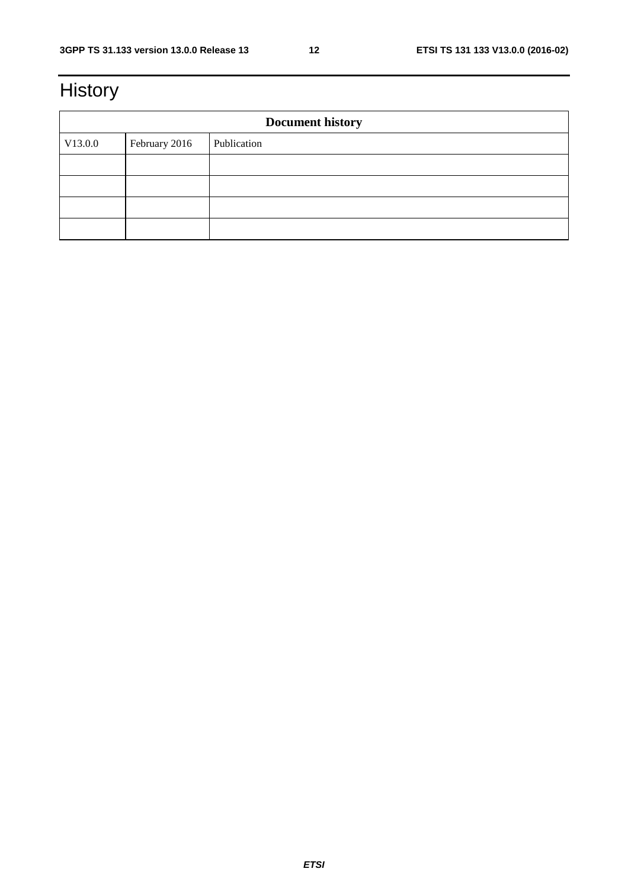# History

| Document history | | |
|---|---|---|
| V13.0.0 | February 2016 | Publication |
| | | |
| | | |
| | | |
| | | |